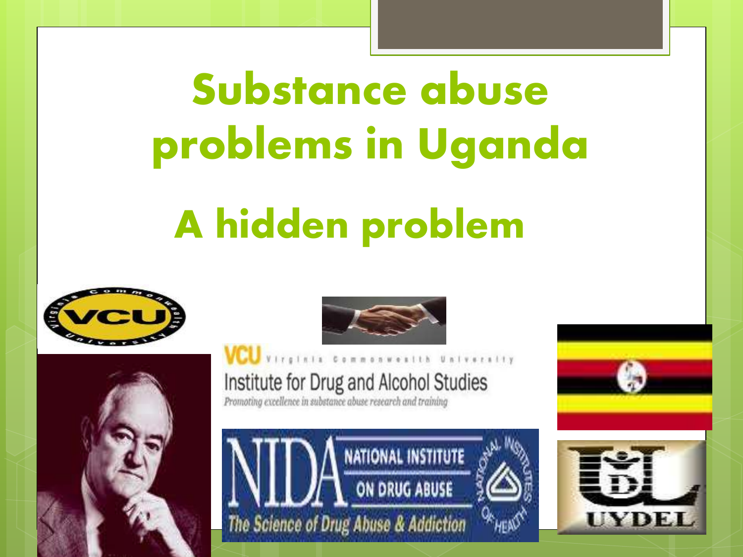# Substance abuse problems in Uganda

## A hidden problem

VCU Virginia Commonwealth University

Institute for Drug and Alcohol Studies

*Promoting excellence in substance abuse research and training*

NIDA NATIONAL INSTITUTE ON DRUG ABUSE

*The Science of Drug Abuse & Addiction*

UYDEL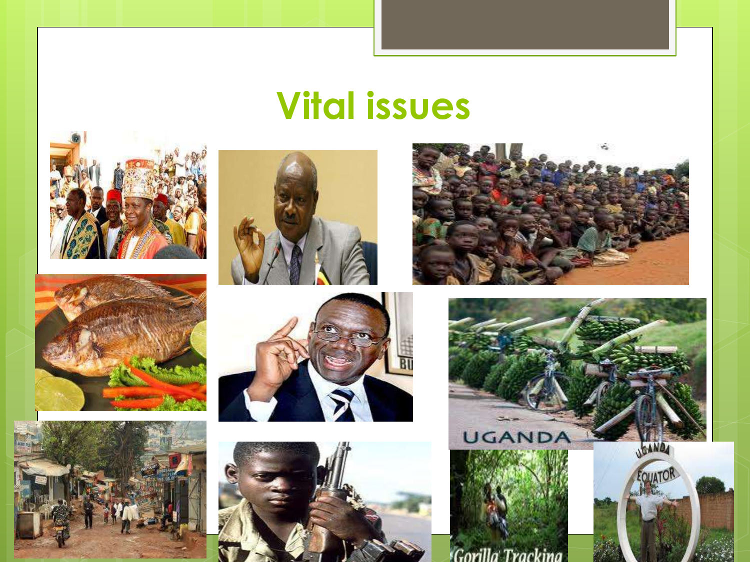# Vital issues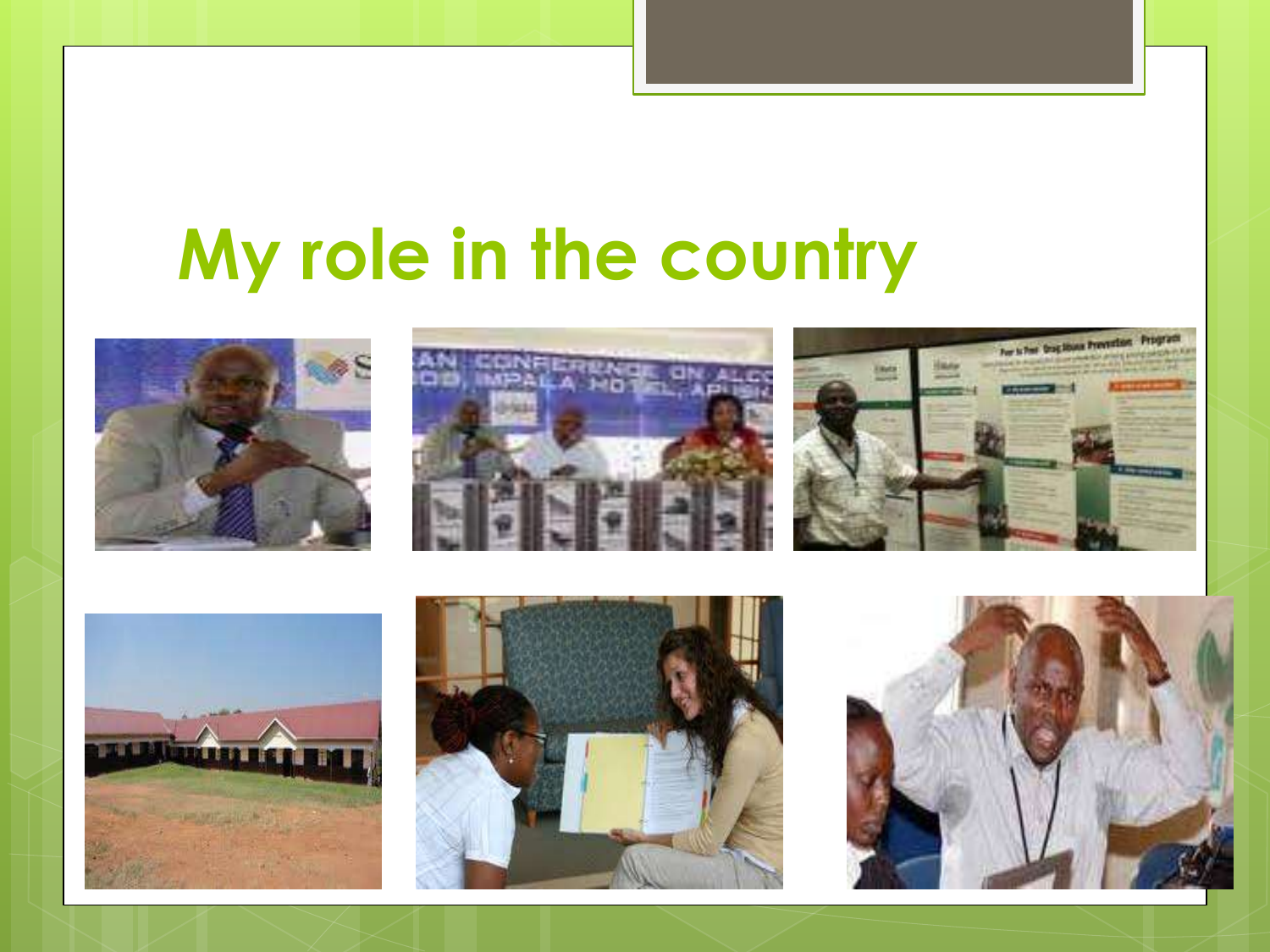# My role in the country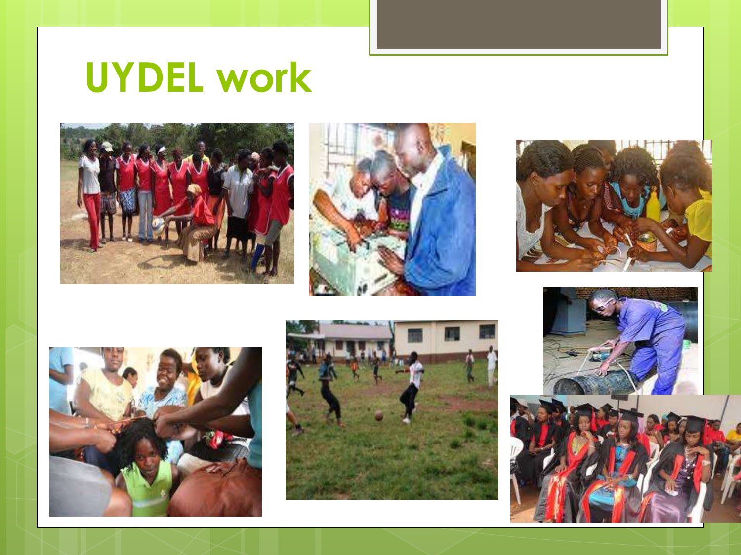# UYDEL work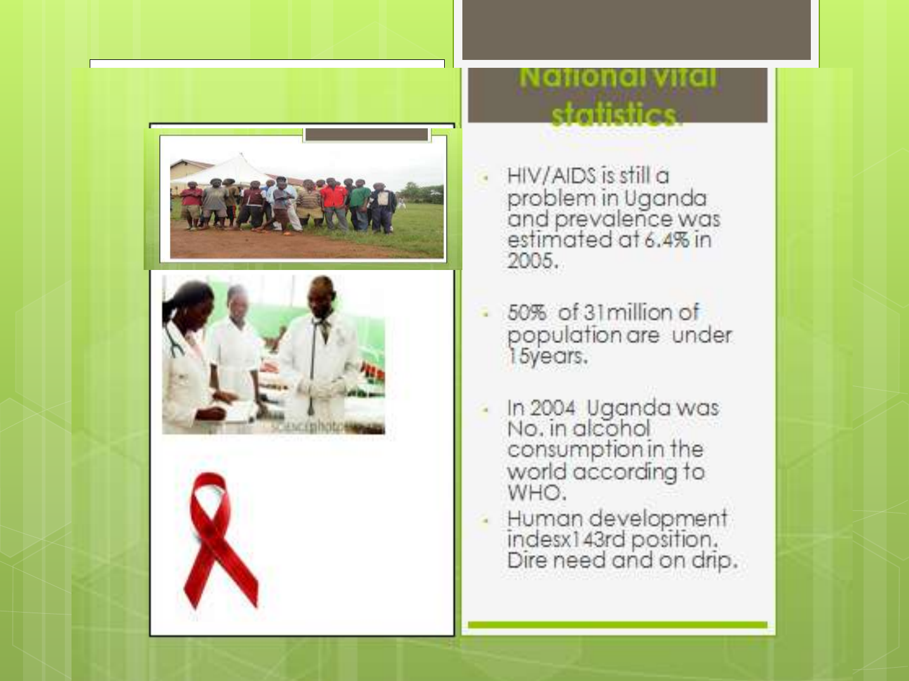## National vital statistics.

- HIV/AIDS is still a problem in Uganda and prevalence was estimated at 6.4% in 2005.
- 50% of 31million of population are under 15years.
- In 2004 Uganda was No. in alcohol consumption in the world according to WHO.
- Human development indesx143rd position. Dire need and on drip.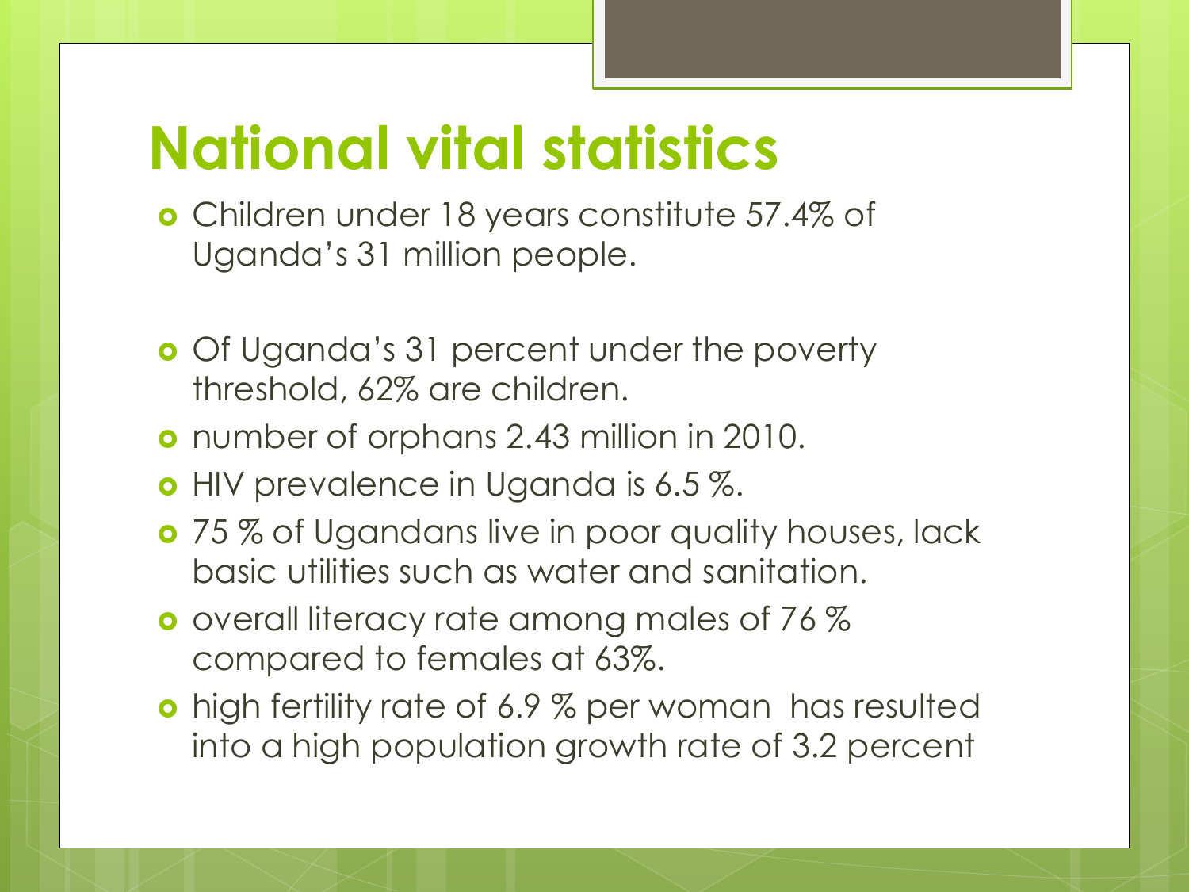# National vital statistics

- Children under 18 years constitute 57.4% of Uganda's 31 million people.

- Of Uganda's 31 percent under the poverty threshold, 62% are children.
- number of orphans 2.43 million in 2010.
- HIV prevalence in Uganda is 6.5 %.
- 75 % of Ugandans live in poor quality houses, lack basic utilities such as water and sanitation.
- overall literacy rate among males of 76 % compared to females at 63%.
- high fertility rate of 6.9 % per woman has resulted into a high population growth rate of 3.2 percent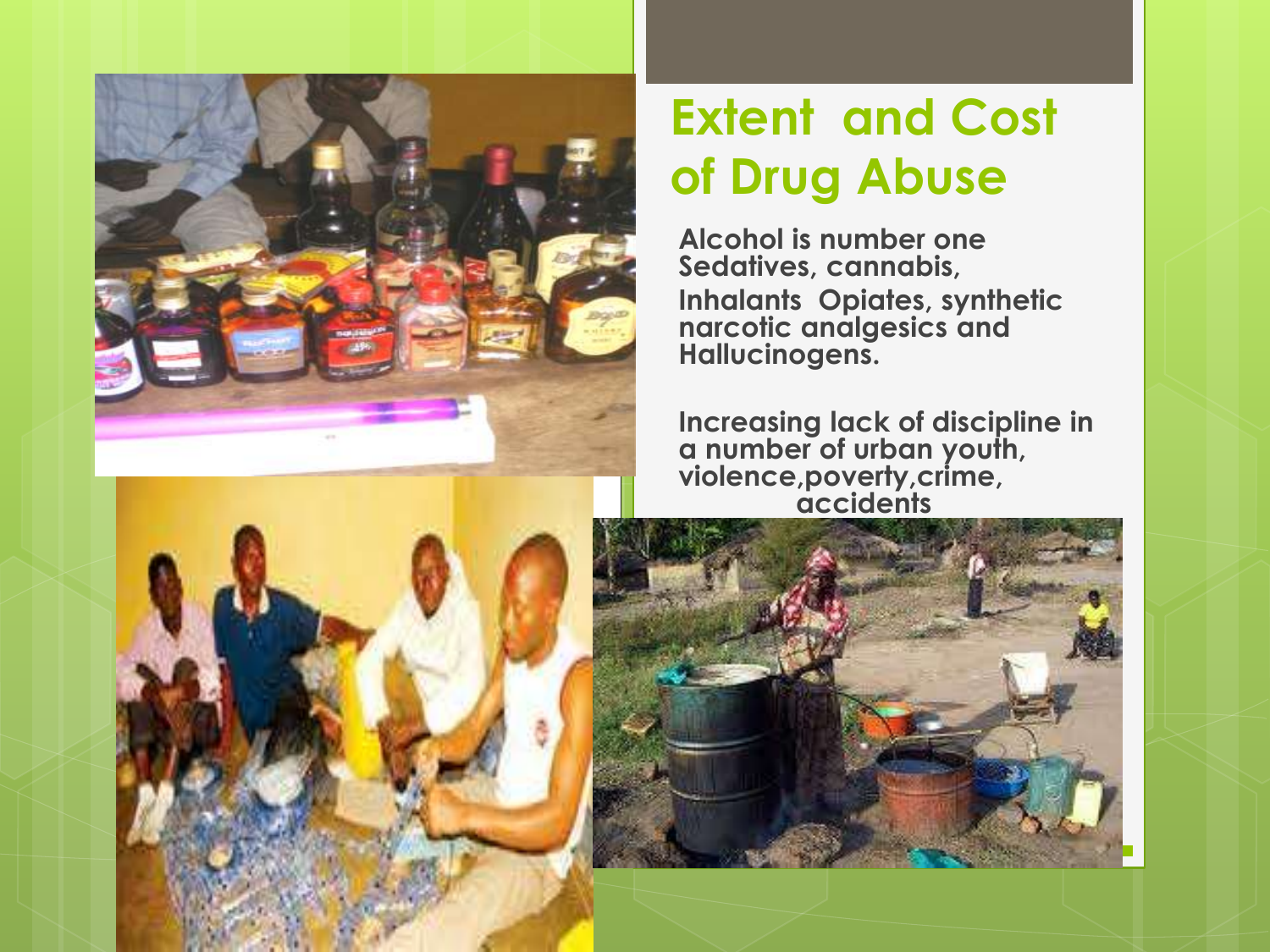# Extent and Cost of Drug Abuse

Alcohol is number one
Sedatives, cannabis,
Inhalants Opiates, synthetic narcotic analgesics and Hallucinogens.

Increasing lack of discipline in a number of urban youth, violence,poverty,crime, accidents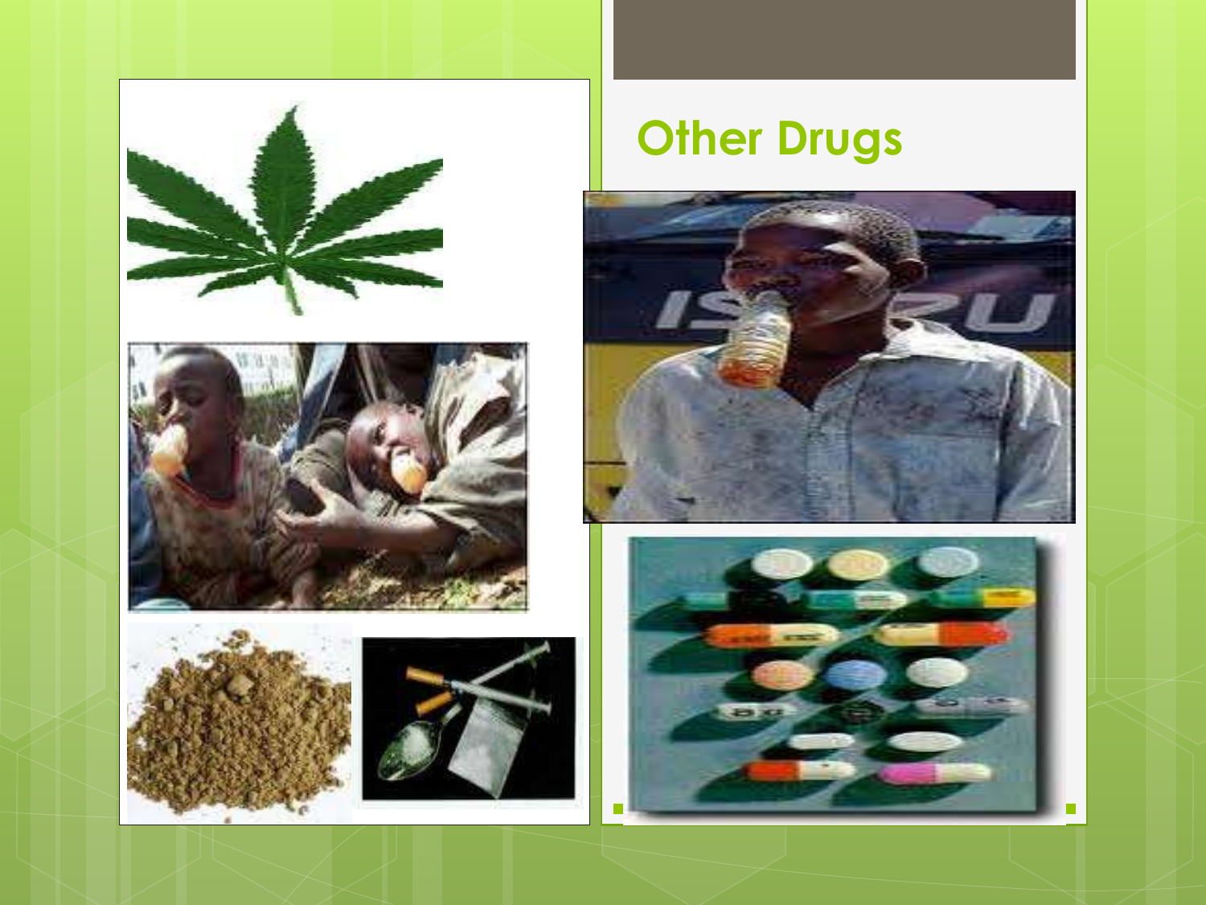# Other Drugs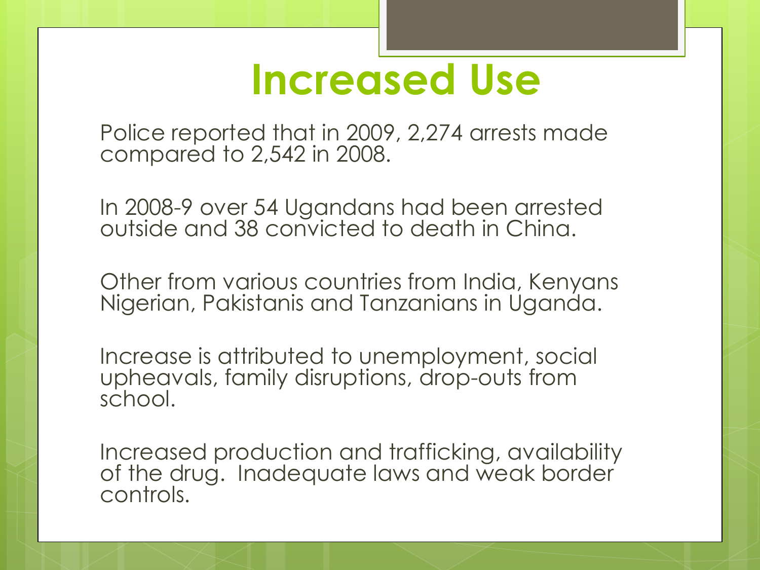# Increased Use

Police reported that in 2009, 2,274 arrests made compared to 2,542 in 2008.

In 2008-9 over 54 Ugandans had been arrested outside and 38 convicted to death in China.

Other from various countries from India, Kenyans Nigerian, Pakistanis and Tanzanians in Uganda.

Increase is attributed to unemployment, social upheavals, family disruptions, drop-outs from school.

Increased production and trafficking, availability of the drug. Inadequate laws and weak border controls.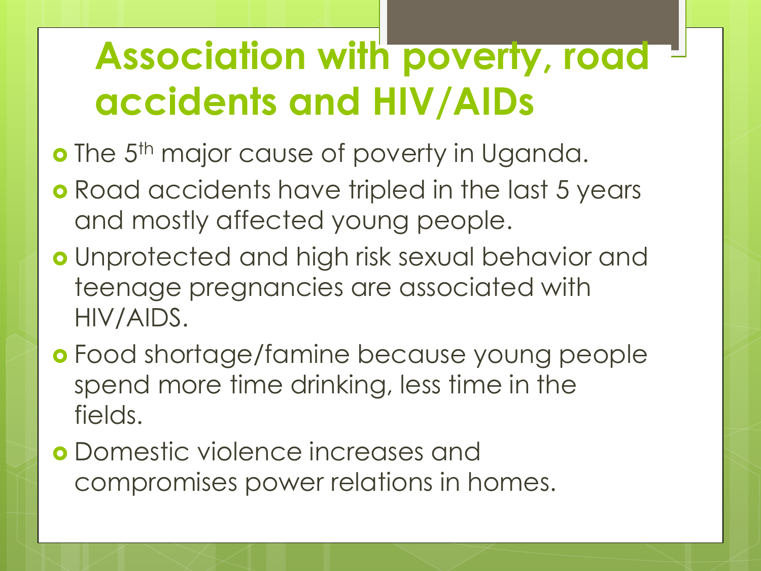# Association with poverty, road accidents and HIV/AIDs

- The 5th major cause of poverty in Uganda.
- Road accidents have tripled in the last 5 years and mostly affected young people.
- Unprotected and high risk sexual behavior and teenage pregnancies are associated with HIV/AIDS.
- Food shortage/famine because young people spend more time drinking, less time in the fields.
- Domestic violence increases and compromises power relations in homes.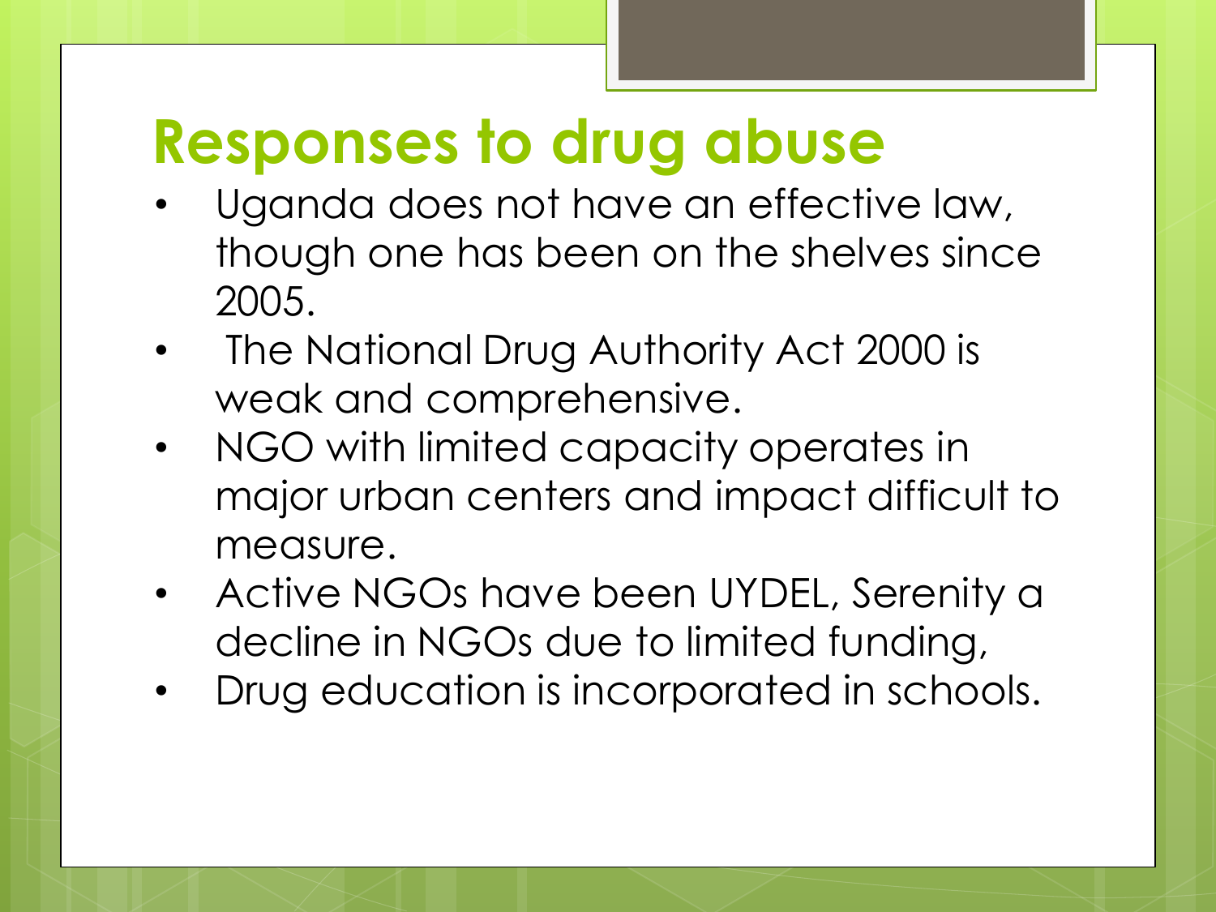# Responses to drug abuse

- Uganda does not have an effective law, though one has been on the shelves since 2005.
- The National Drug Authority Act 2000 is weak and comprehensive.
- NGO with limited capacity operates in major urban centers and impact difficult to measure.
- Active NGOs have been UYDEL, Serenity a decline in NGOs due to limited funding,
- Drug education is incorporated in schools.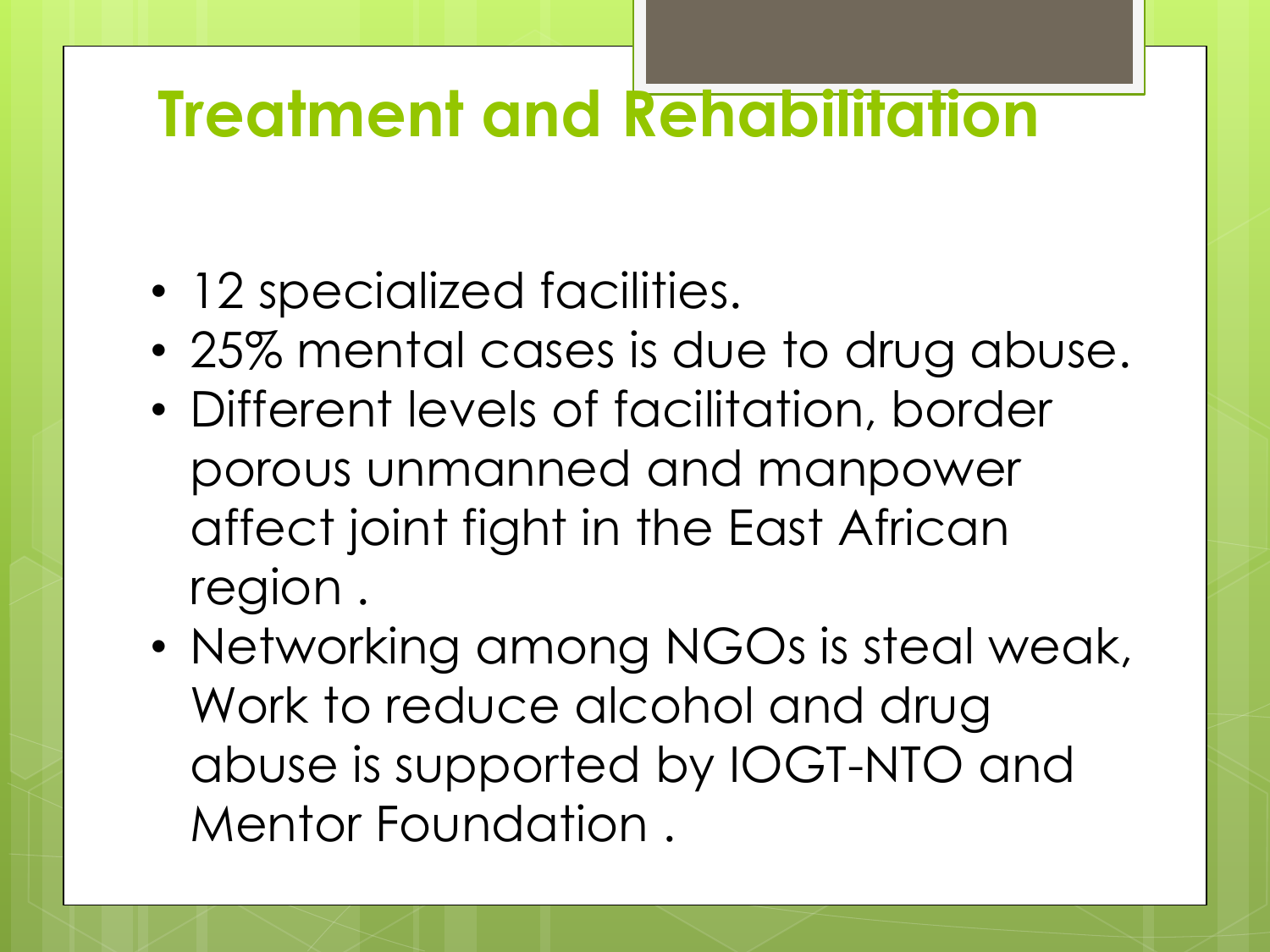# Treatment and Rehabilitation

- 12 specialized facilities.
- 25% mental cases is due to drug abuse.
- Different levels of facilitation, border porous unmanned and manpower affect joint fight in the East African region .
- Networking among NGOs is steal weak, Work to reduce alcohol and drug abuse is supported by IOGT-NTO and Mentor Foundation .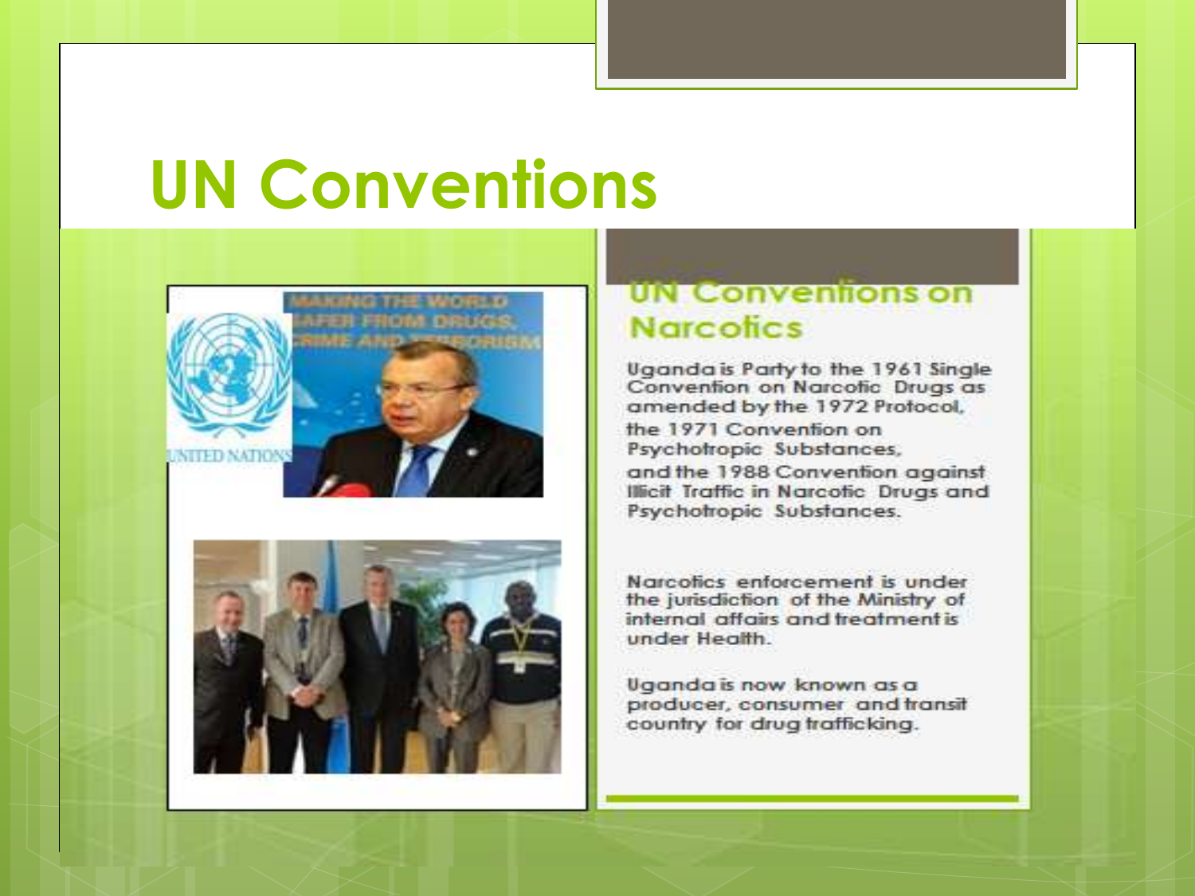# UN Conventions

## UN Conventions on Narcotics

Uganda is Party to the 1961 Single Convention on Narcotic Drugs as amended by the 1972 Protocol,

the 1971 Convention on Psychotropic Substances,

and the 1988 Convention against Illicit Traffic in Narcotic Drugs and Psychotropic Substances.

Narcotics enforcement is under the jurisdiction of the Ministry of internal affairs and treatment is under Health.

Uganda is now known as a producer, consumer and transit country for drug trafficking.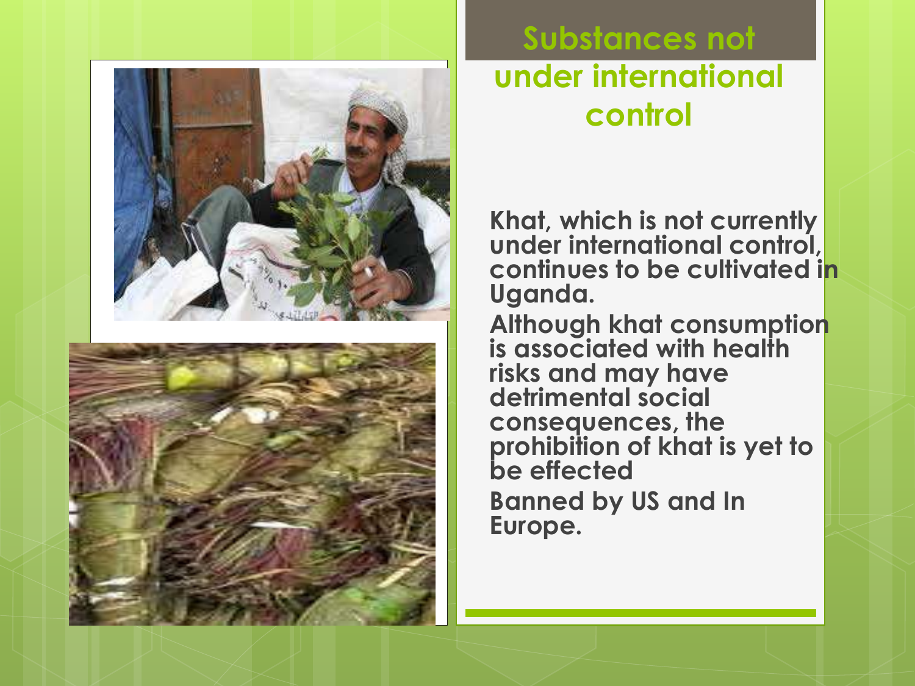# Substances not under international control

Khat, which is not currently under international control, continues to be cultivated in Uganda.

Although khat consumption is associated with health risks and may have detrimental social consequences, the prohibition of khat is yet to be effected

Banned by US and In Europe.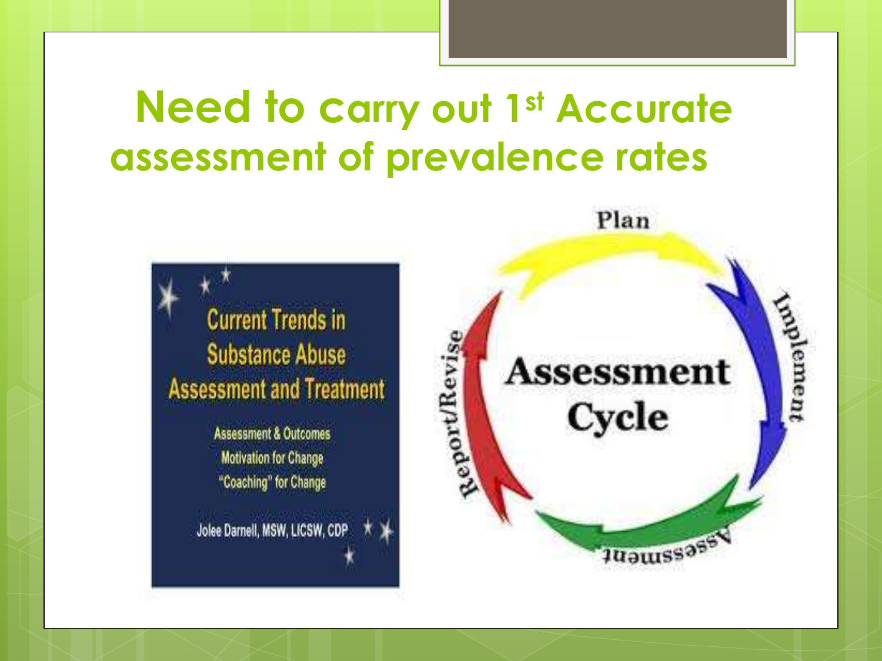# Need to carry out 1st Accurate assessment of prevalence rates

**Current Trends in Substance Abuse Assessment and Treatment**

Assessment & Outcomes
Motivation for Change
"Coaching" for Change

Jolee Darnell, MSW, LICSW, CDP

**Assessment Cycle**

- Plan
- Implement
- Assessment
- Report/Revise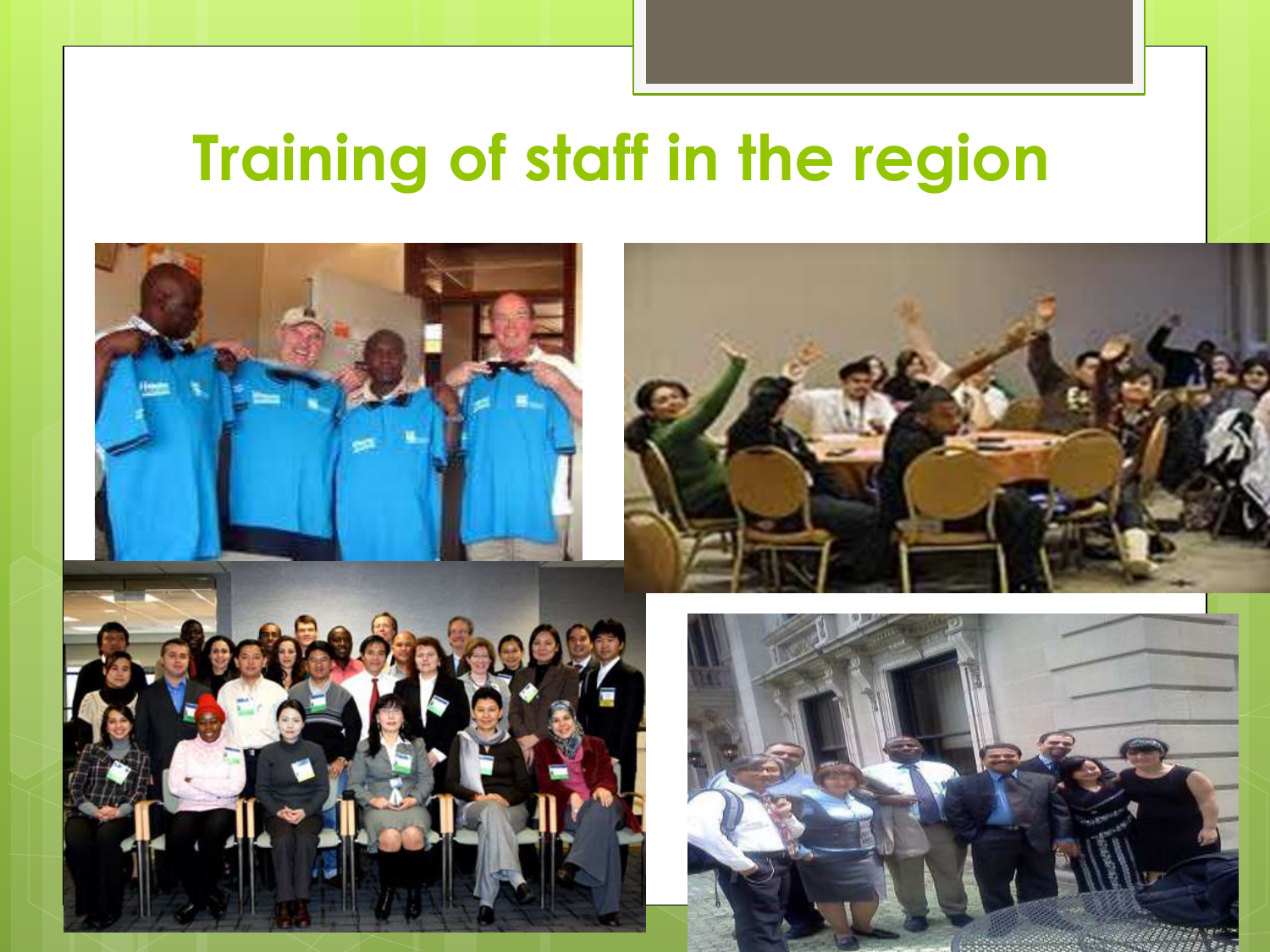# Training of staff in the region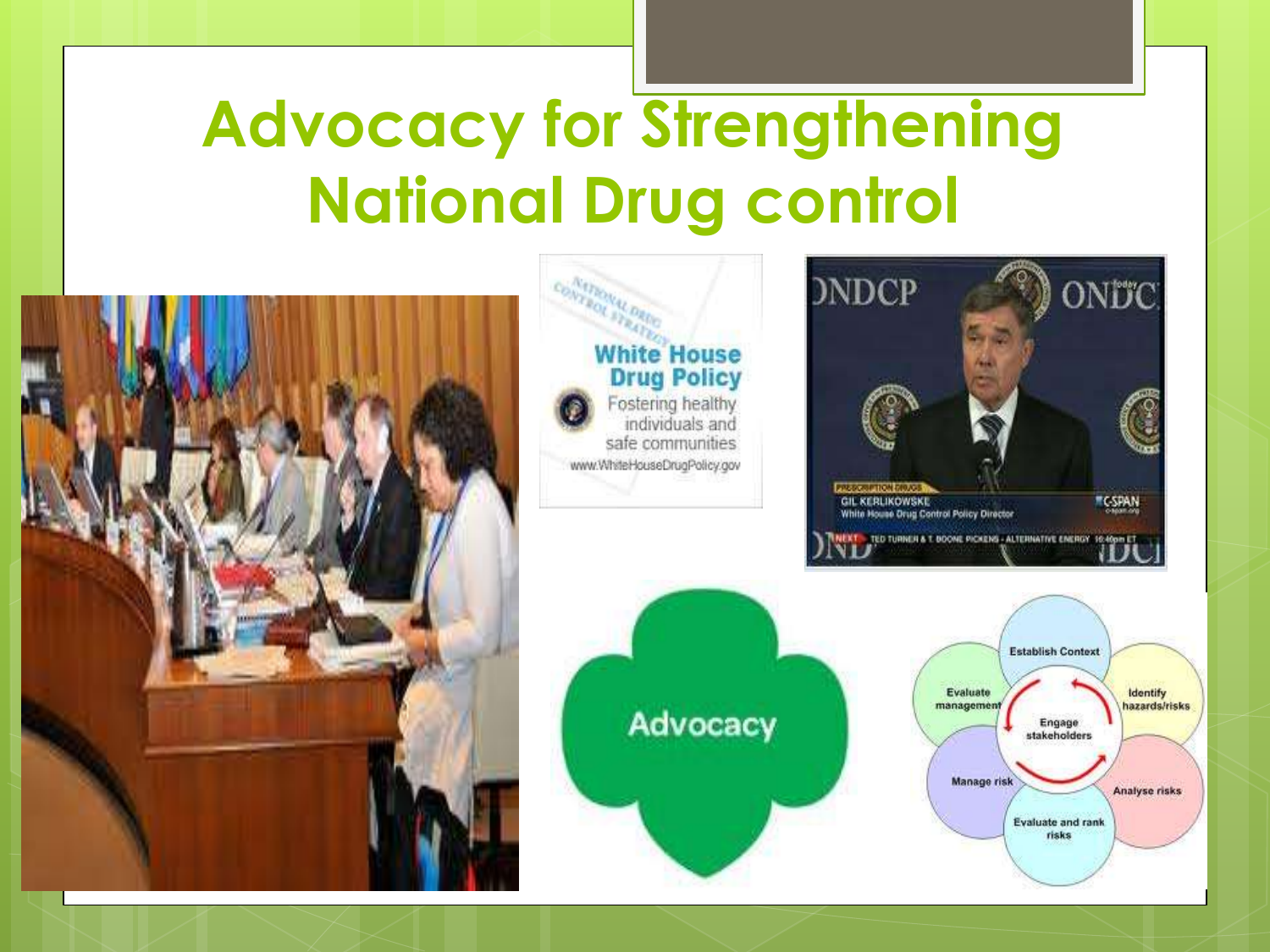# Advocacy for Strengthening National Drug control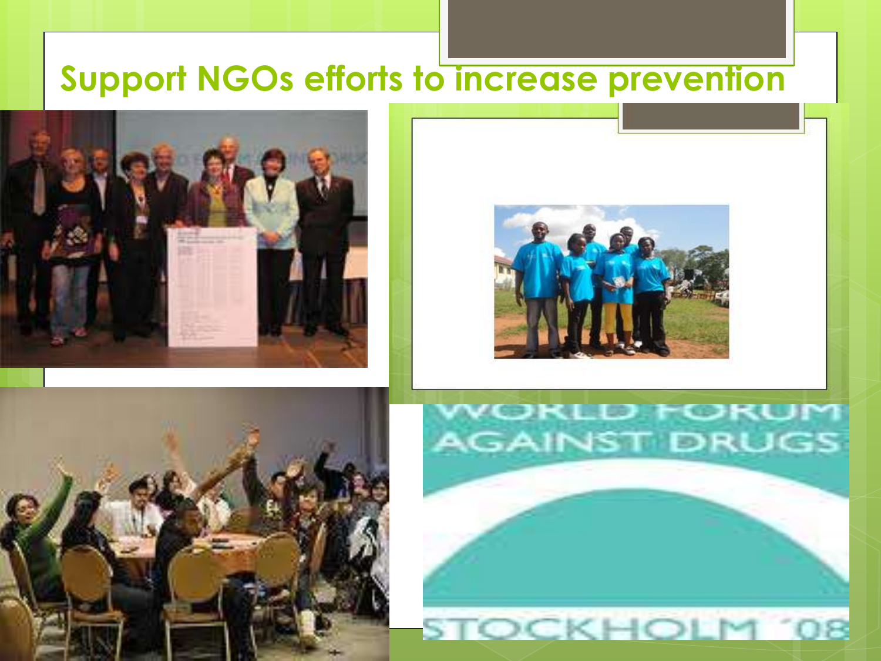# Support NGOs efforts to increase prevention

WORLD FORUM AGAINST DRUGS

STOCKHOLM '08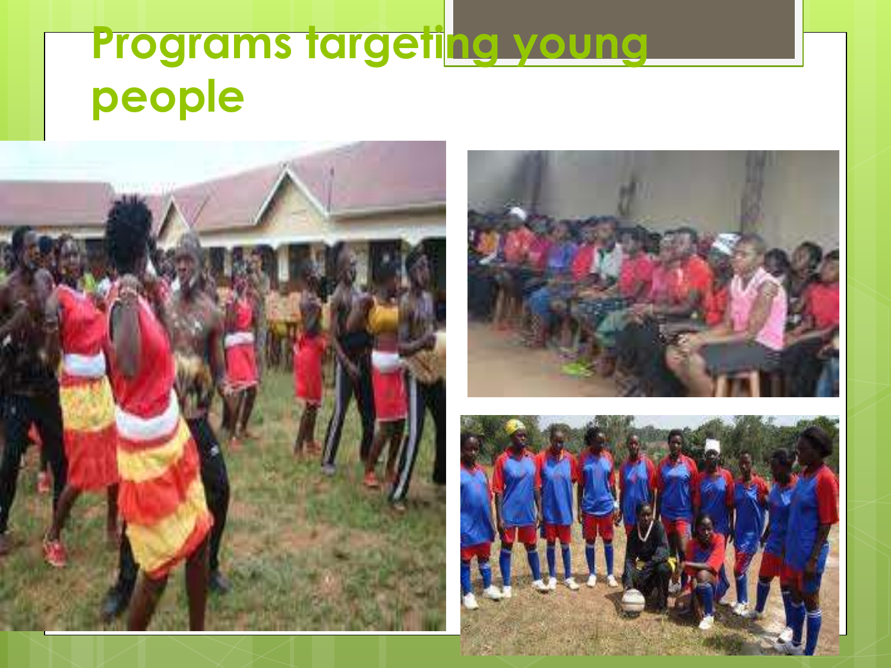# Programs targeting young people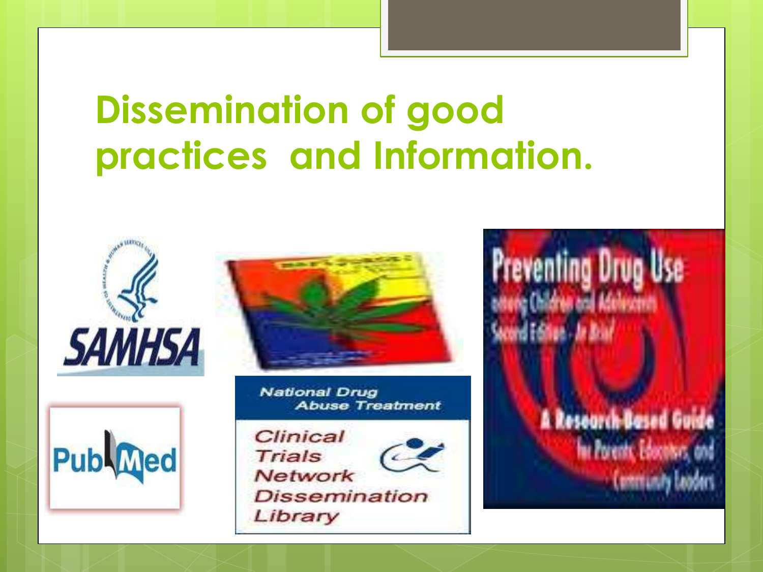# Dissemination of good practices and Information.

SAMHSA

PubMed

National Drug Abuse Treatment

Clinical Trials Network Dissemination Library

Preventing Drug Use among Children and Adolescents Second Edition - In Brief

A Research-Based Guide for Parents, Educators, and Community Leaders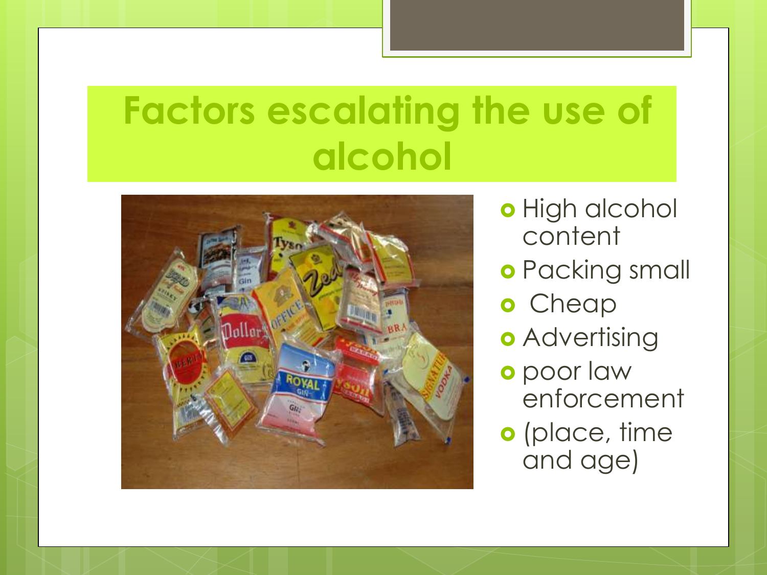# Factors escalating the use of alcohol

- High alcohol content
- Packing small
- Cheap
- Advertising
- poor law enforcement
- (place, time and age)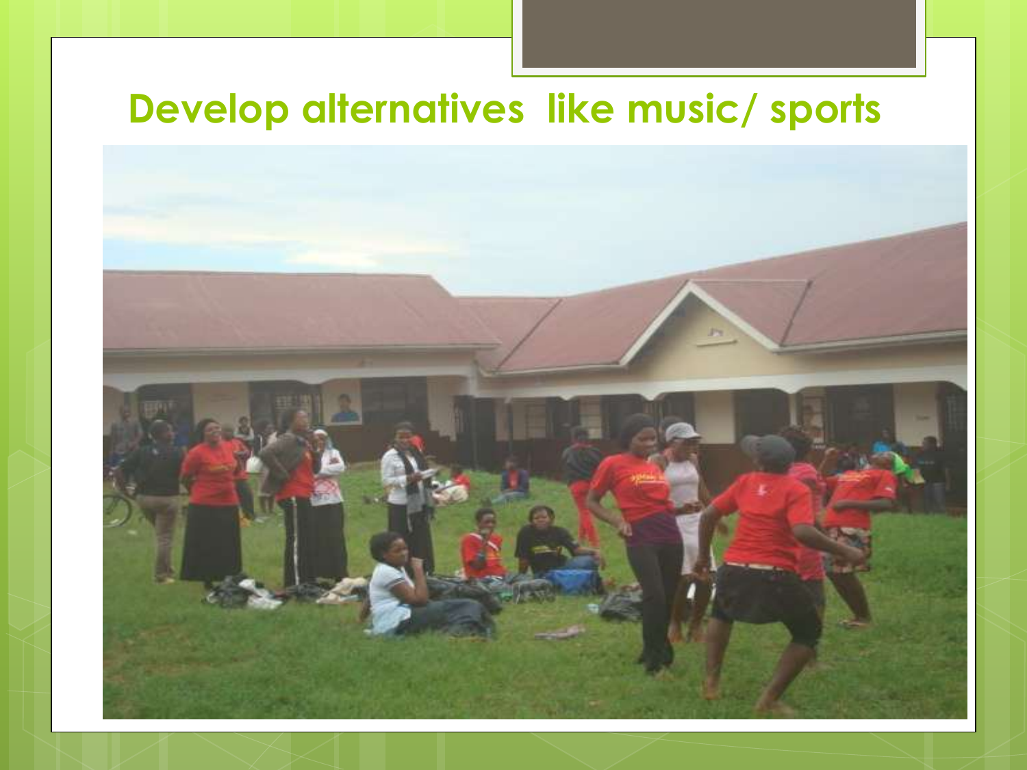# Develop alternatives like music/ sports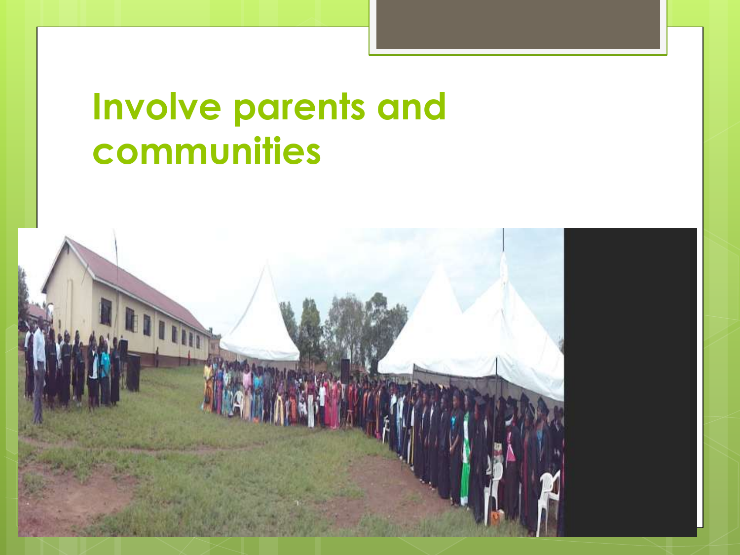# Involve parents and communities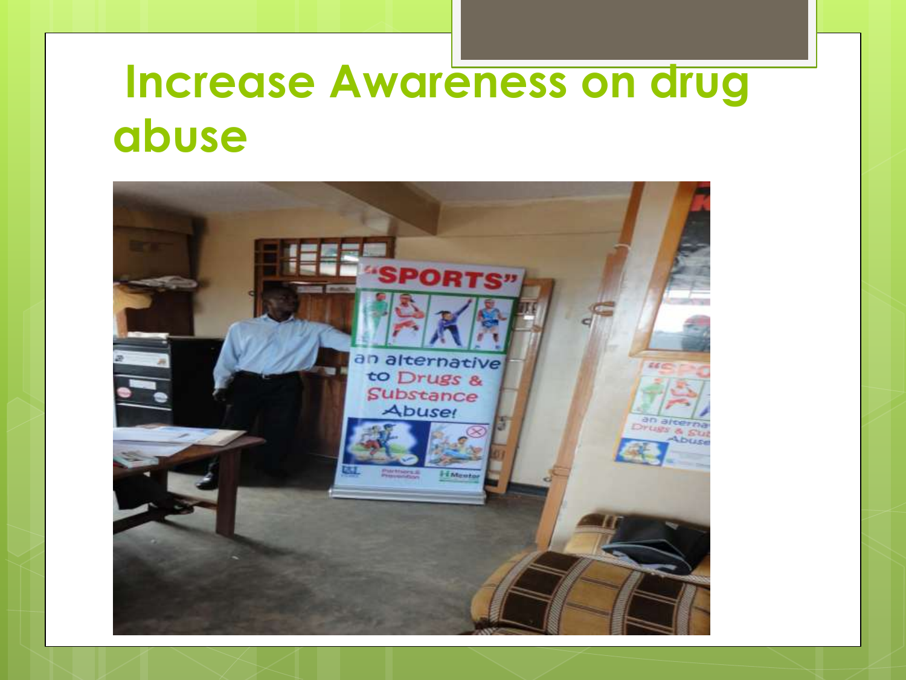# Increase Awareness on drug abuse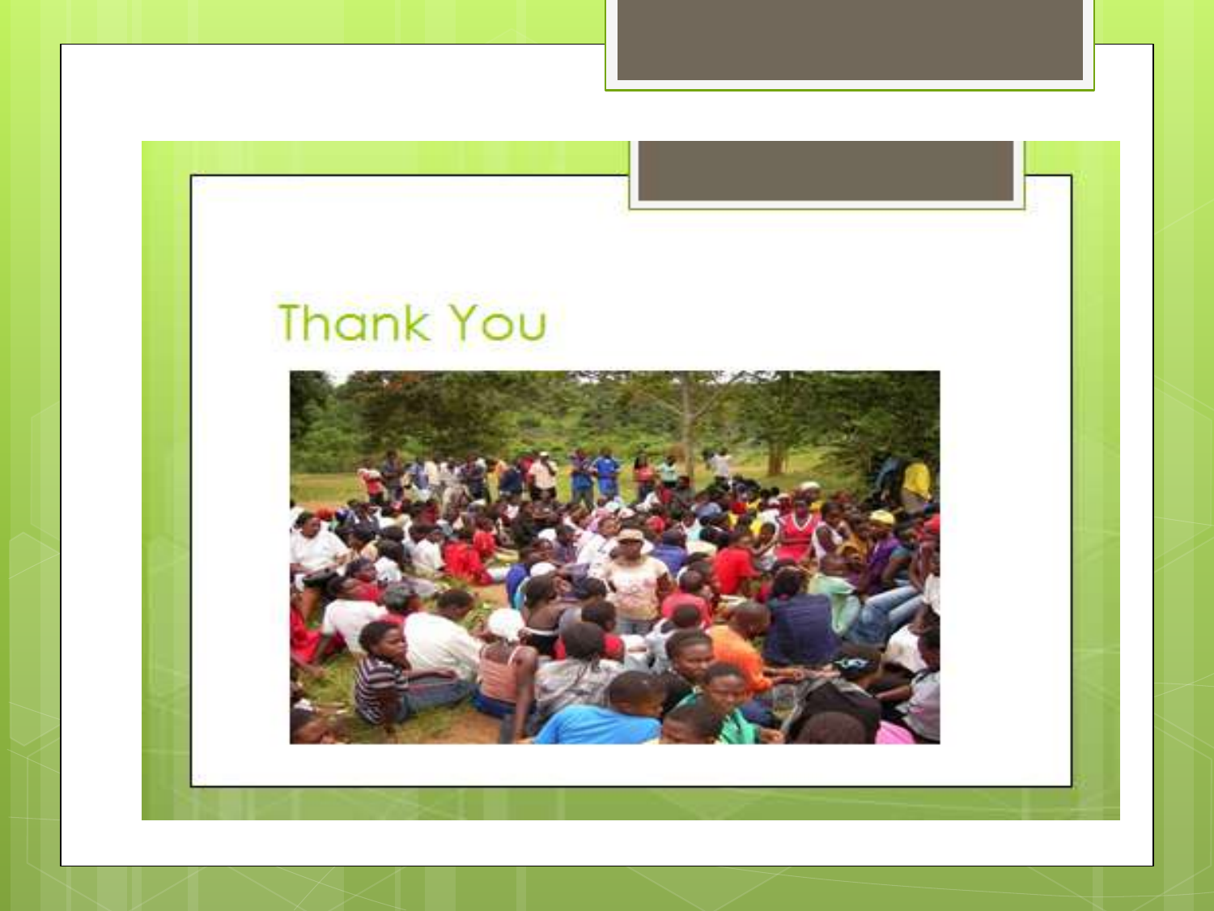Thank You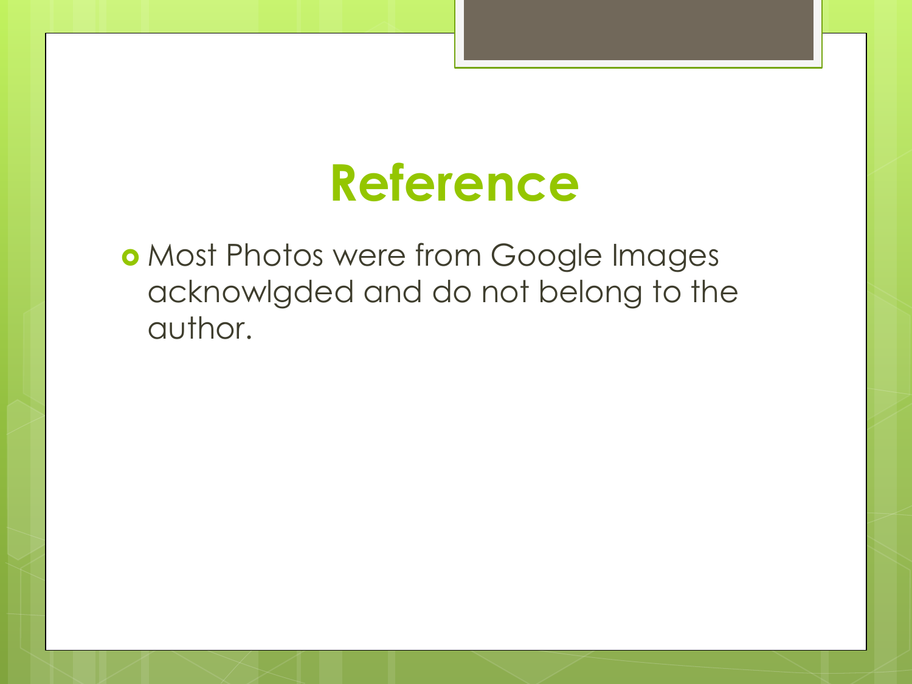# Reference

- Most Photos were from Google Images acknowlgded and do not belong to the author.